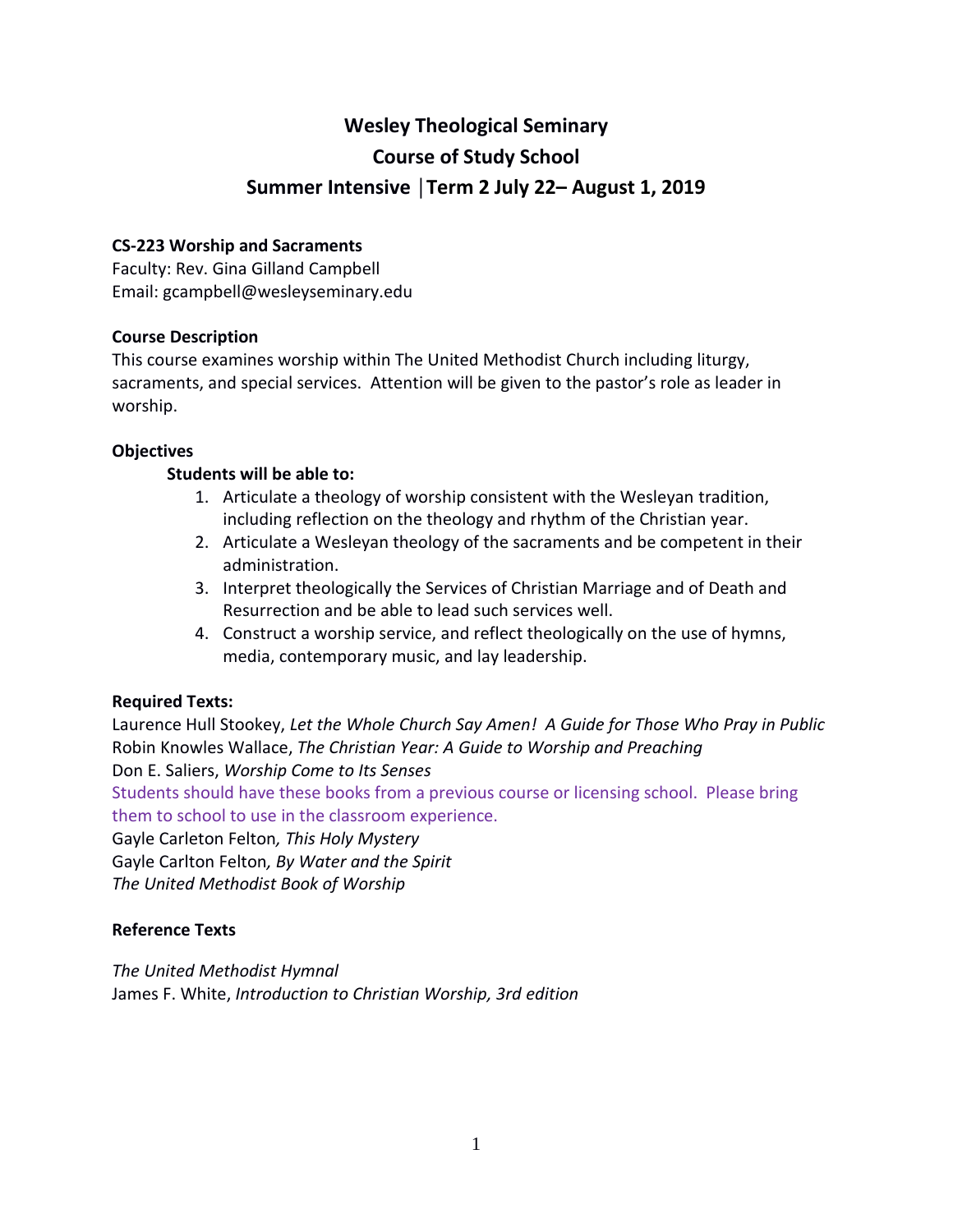# Wesley Theological Seminary

## Course of Study School

## Summer Intensive │Term 2 July 22– August 1, 2019

**CS-223 Worship and Sacraments**
Faculty: Rev. Gina Gilland Campbell
Email: gcampbell@wesleyseminary.edu

**Course Description**
This course examines worship within The United Methodist Church including liturgy, sacraments, and special services. Attention will be given to the pastor's role as leader in worship.

**Objectives**

**Students will be able to:**

1. Articulate a theology of worship consistent with the Wesleyan tradition, including reflection on the theology and rhythm of the Christian year.
2. Articulate a Wesleyan theology of the sacraments and be competent in their administration.
3. Interpret theologically the Services of Christian Marriage and of Death and Resurrection and be able to lead such services well.
4. Construct a worship service, and reflect theologically on the use of hymns, media, contemporary music, and lay leadership.

**Required Texts:**
Laurence Hull Stookey, *Let the Whole Church Say Amen! A Guide for Those Who Pray in Public*
Robin Knowles Wallace, *The Christian Year: A Guide to Worship and Preaching*
Don E. Saliers, *Worship Come to Its Senses*
Students should have these books from a previous course or licensing school. Please bring them to school to use in the classroom experience.
Gayle Carleton Felton*, This Holy Mystery*
Gayle Carlton Felton*, By Water and the Spirit*
*The United Methodist Book of Worship*

**Reference Texts**

*The United Methodist Hymnal*
James F. White, *Introduction to Christian Worship, 3rd edition*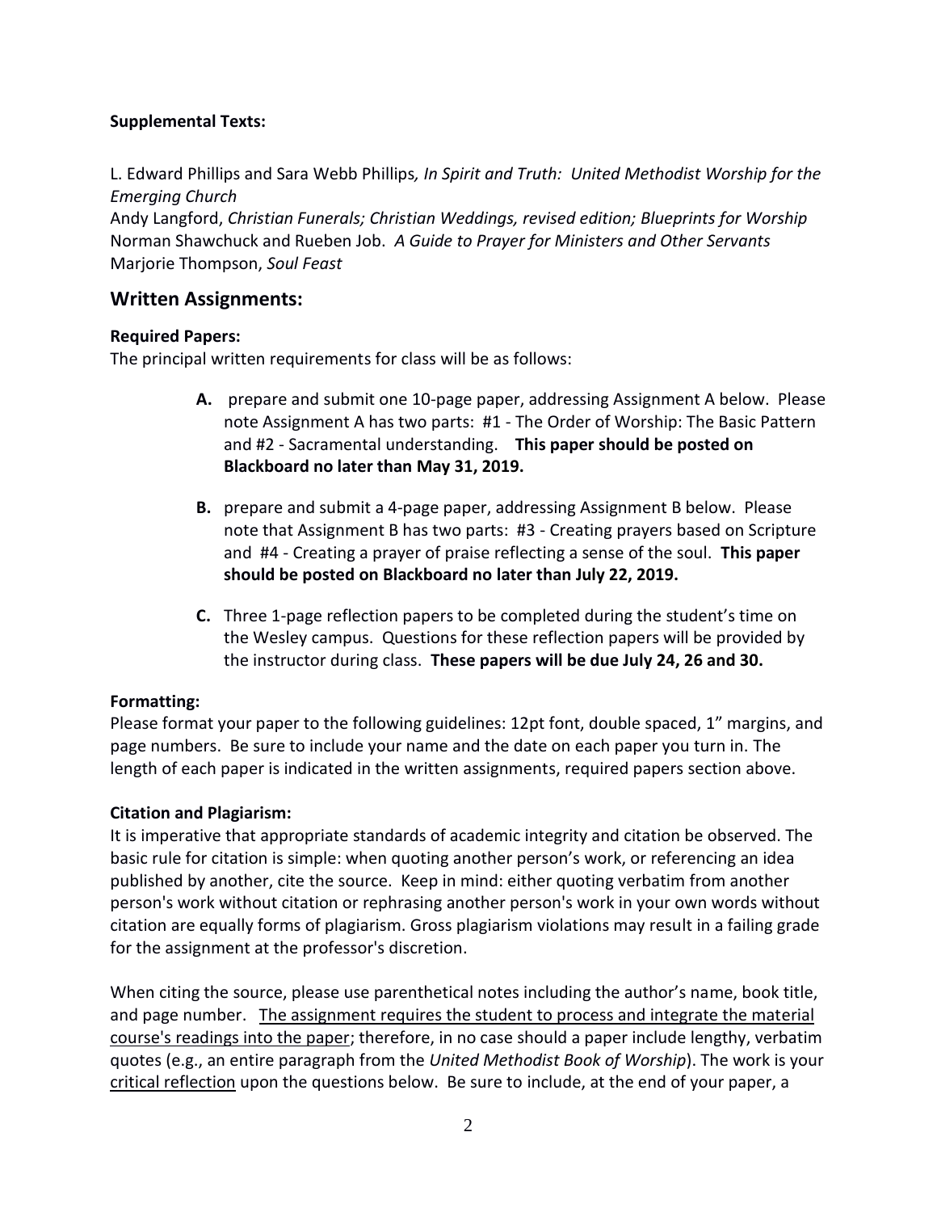**Supplemental Texts:**

L. Edward Phillips and Sara Webb Phillips*, In Spirit and Truth: United Methodist Worship for the Emerging Church*
Andy Langford, *Christian Funerals; Christian Weddings, revised edition; Blueprints for Worship*
Norman Shawchuck and Rueben Job. *A Guide to Prayer for Ministers and Other Servants*
Marjorie Thompson, *Soul Feast*

## Written Assignments:

**Required Papers:**
The principal written requirements for class will be as follows:

- **A.** prepare and submit one 10-page paper, addressing Assignment A below. Please note Assignment A has two parts: #1 - The Order of Worship: The Basic Pattern and #2 - Sacramental understanding. **This paper should be posted on Blackboard no later than May 31, 2019.**
- **B.** prepare and submit a 4-page paper, addressing Assignment B below. Please note that Assignment B has two parts: #3 - Creating prayers based on Scripture and #4 - Creating a prayer of praise reflecting a sense of the soul. **This paper should be posted on Blackboard no later than July 22, 2019.**
- **C.** Three 1-page reflection papers to be completed during the student's time on the Wesley campus. Questions for these reflection papers will be provided by the instructor during class. **These papers will be due July 24, 26 and 30.**

**Formatting:**
Please format your paper to the following guidelines: 12pt font, double spaced, 1" margins, and page numbers. Be sure to include your name and the date on each paper you turn in. The length of each paper is indicated in the written assignments, required papers section above.

**Citation and Plagiarism:**
It is imperative that appropriate standards of academic integrity and citation be observed. The basic rule for citation is simple: when quoting another person's work, or referencing an idea published by another, cite the source. Keep in mind: either quoting verbatim from another person's work without citation or rephrasing another person's work in your own words without citation are equally forms of plagiarism. Gross plagiarism violations may result in a failing grade for the assignment at the professor's discretion.

When citing the source, please use parenthetical notes including the author's name, book title, and page number. <u>The assignment requires the student to process and integrate the material course's readings into the paper</u>; therefore, in no case should a paper include lengthy, verbatim quotes (e.g., an entire paragraph from the *United Methodist Book of Worship*). The work is your <u>critical reflection</u> upon the questions below. Be sure to include, at the end of your paper, a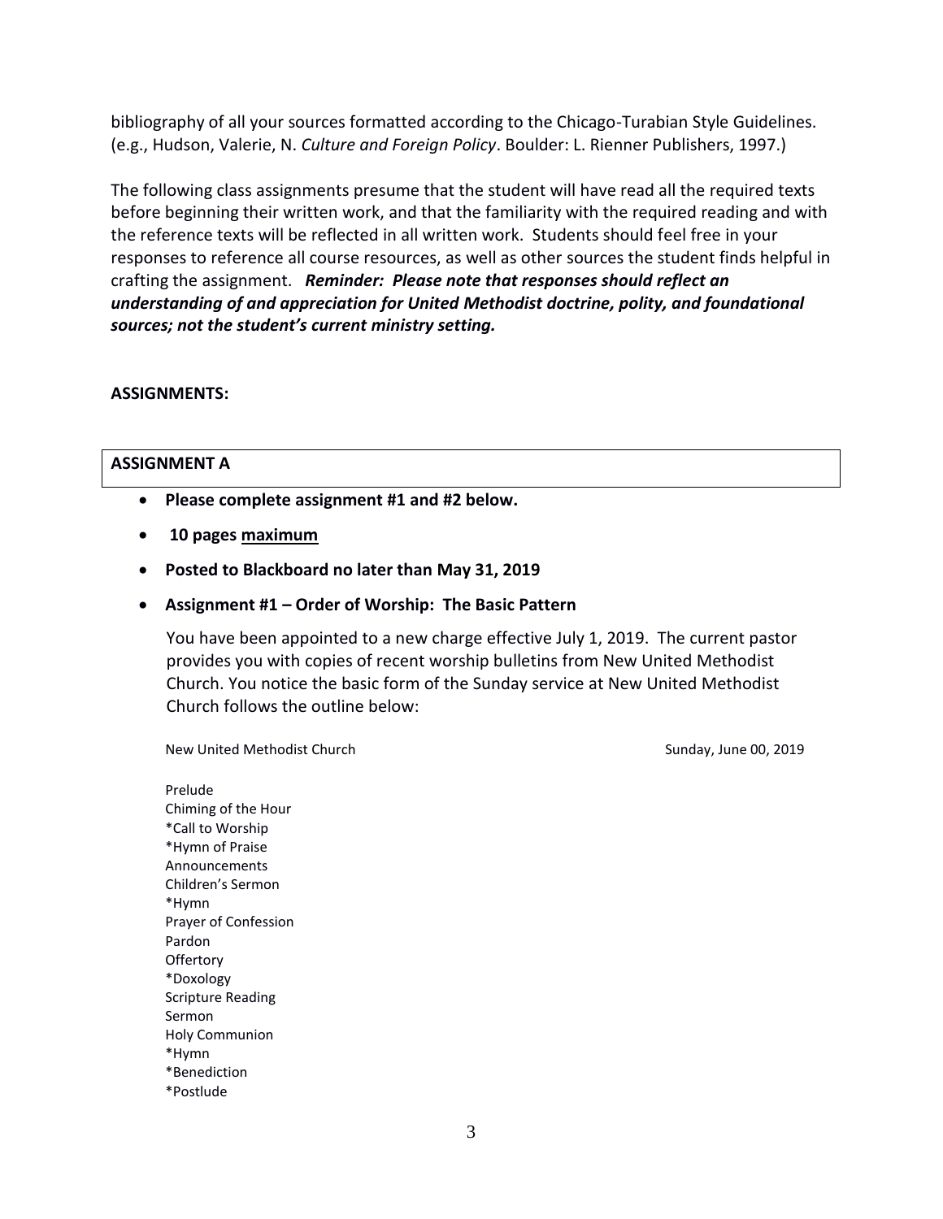bibliography of all your sources formatted according to the Chicago-Turabian Style Guidelines. (e.g., Hudson, Valerie, N. *Culture and Foreign Policy*. Boulder: L. Rienner Publishers, 1997.)

The following class assignments presume that the student will have read all the required texts before beginning their written work, and that the familiarity with the required reading and with the reference texts will be reflected in all written work. Students should feel free in your responses to reference all course resources, as well as other sources the student finds helpful in crafting the assignment. ***Reminder: Please note that responses should reflect an understanding of and appreciation for United Methodist doctrine, polity, and foundational sources; not the student's current ministry setting.***

**ASSIGNMENTS:**

**ASSIGNMENT A**

- **Please complete assignment #1 and #2 below.**
- **10 pages maximum**
- **Posted to Blackboard no later than May 31, 2019**
- **Assignment #1 – Order of Worship: The Basic Pattern**

  You have been appointed to a new charge effective July 1, 2019. The current pastor provides you with copies of recent worship bulletins from New United Methodist Church. You notice the basic form of the Sunday service at New United Methodist Church follows the outline below:

  New United Methodist Church — Sunday, June 00, 2019

  Prelude
  Chiming of the Hour
  *Call to Worship
  *Hymn of Praise
  Announcements
  Children's Sermon
  *Hymn
  Prayer of Confession
  Pardon
  Offertory
  *Doxology
  Scripture Reading
  Sermon
  Holy Communion
  *Hymn
  *Benediction
  *Postlude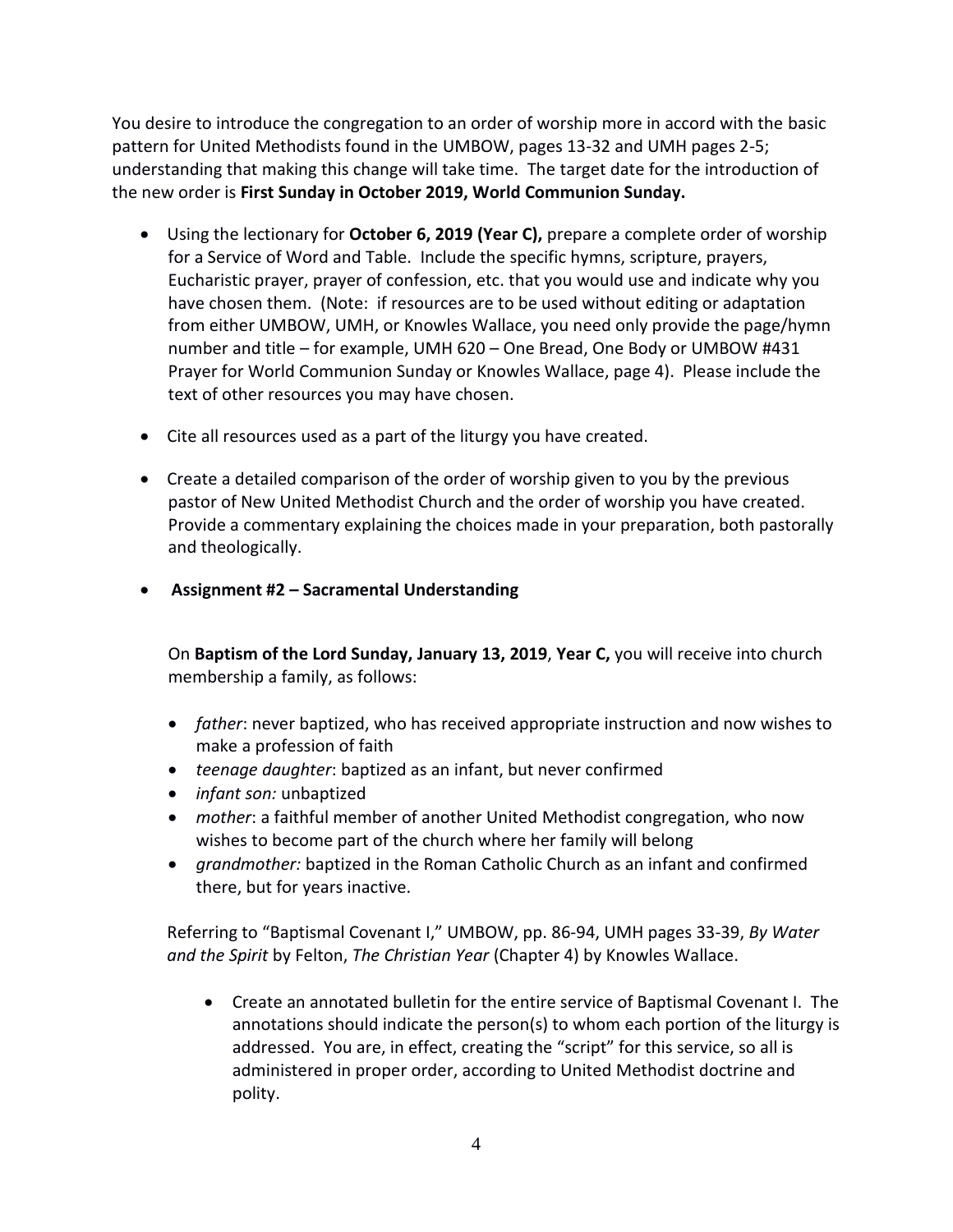You desire to introduce the congregation to an order of worship more in accord with the basic pattern for United Methodists found in the UMBOW, pages 13-32 and UMH pages 2-5; understanding that making this change will take time. The target date for the introduction of the new order is **First Sunday in October 2019, World Communion Sunday.**

- Using the lectionary for **October 6, 2019 (Year C),** prepare a complete order of worship for a Service of Word and Table. Include the specific hymns, scripture, prayers, Eucharistic prayer, prayer of confession, etc. that you would use and indicate why you have chosen them. (Note: if resources are to be used without editing or adaptation from either UMBOW, UMH, or Knowles Wallace, you need only provide the page/hymn number and title – for example, UMH 620 – One Bread, One Body or UMBOW #431 Prayer for World Communion Sunday or Knowles Wallace, page 4). Please include the text of other resources you may have chosen.

- Cite all resources used as a part of the liturgy you have created.

- Create a detailed comparison of the order of worship given to you by the previous pastor of New United Methodist Church and the order of worship you have created. Provide a commentary explaining the choices made in your preparation, both pastorally and theologically.

- **Assignment #2 – Sacramental Understanding**

  On **Baptism of the Lord Sunday, January 13, 2019**, **Year C,** you will receive into church membership a family, as follows:

  - *father*: never baptized, who has received appropriate instruction and now wishes to make a profession of faith
  - *teenage daughter*: baptized as an infant, but never confirmed
  - *infant son:* unbaptized
  - *mother*: a faithful member of another United Methodist congregation, who now wishes to become part of the church where her family will belong
  - *grandmother:* baptized in the Roman Catholic Church as an infant and confirmed there, but for years inactive.

  Referring to "Baptismal Covenant I," UMBOW, pp. 86-94, UMH pages 33-39, *By Water and the Spirit* by Felton, *The Christian Year* (Chapter 4) by Knowles Wallace.

  - Create an annotated bulletin for the entire service of Baptismal Covenant I. The annotations should indicate the person(s) to whom each portion of the liturgy is addressed. You are, in effect, creating the "script" for this service, so all is administered in proper order, according to United Methodist doctrine and polity.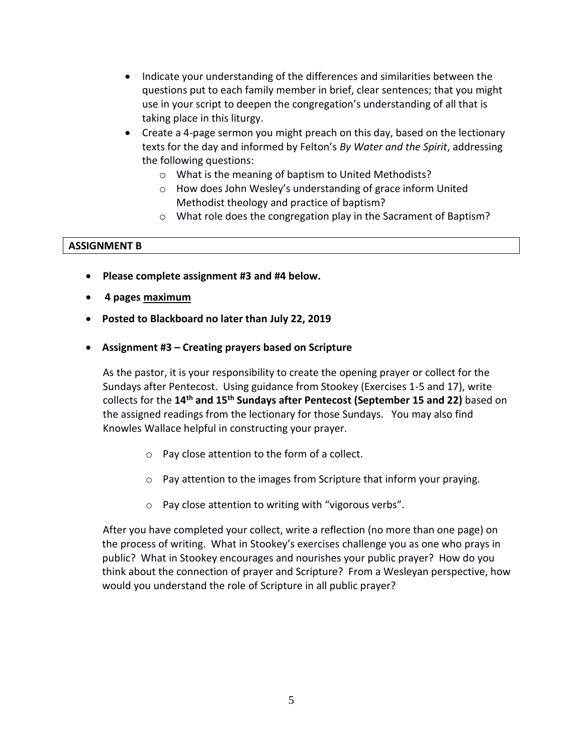- Indicate your understanding of the differences and similarities between the questions put to each family member in brief, clear sentences; that you might use in your script to deepen the congregation's understanding of all that is taking place in this liturgy.
- Create a 4-page sermon you might preach on this day, based on the lectionary texts for the day and informed by Felton's *By Water and the Spirit*, addressing the following questions:
  - What is the meaning of baptism to United Methodists?
  - How does John Wesley's understanding of grace inform United Methodist theology and practice of baptism?
  - What role does the congregation play in the Sacrament of Baptism?

## ASSIGNMENT B

- **Please complete assignment #3 and #4 below.**
- **4 pages maximum**
- **Posted to Blackboard no later than July 22, 2019**
- **Assignment #3 – Creating prayers based on Scripture**

As the pastor, it is your responsibility to create the opening prayer or collect for the Sundays after Pentecost. Using guidance from Stookey (Exercises 1-5 and 17), write collects for the **14th and 15th Sundays after Pentecost (September 15 and 22)** based on the assigned readings from the lectionary for those Sundays. You may also find Knowles Wallace helpful in constructing your prayer.

  - Pay close attention to the form of a collect.
  - Pay attention to the images from Scripture that inform your praying.
  - Pay close attention to writing with "vigorous verbs".

After you have completed your collect, write a reflection (no more than one page) on the process of writing. What in Stookey's exercises challenge you as one who prays in public? What in Stookey encourages and nourishes your public prayer? How do you think about the connection of prayer and Scripture? From a Wesleyan perspective, how would you understand the role of Scripture in all public prayer?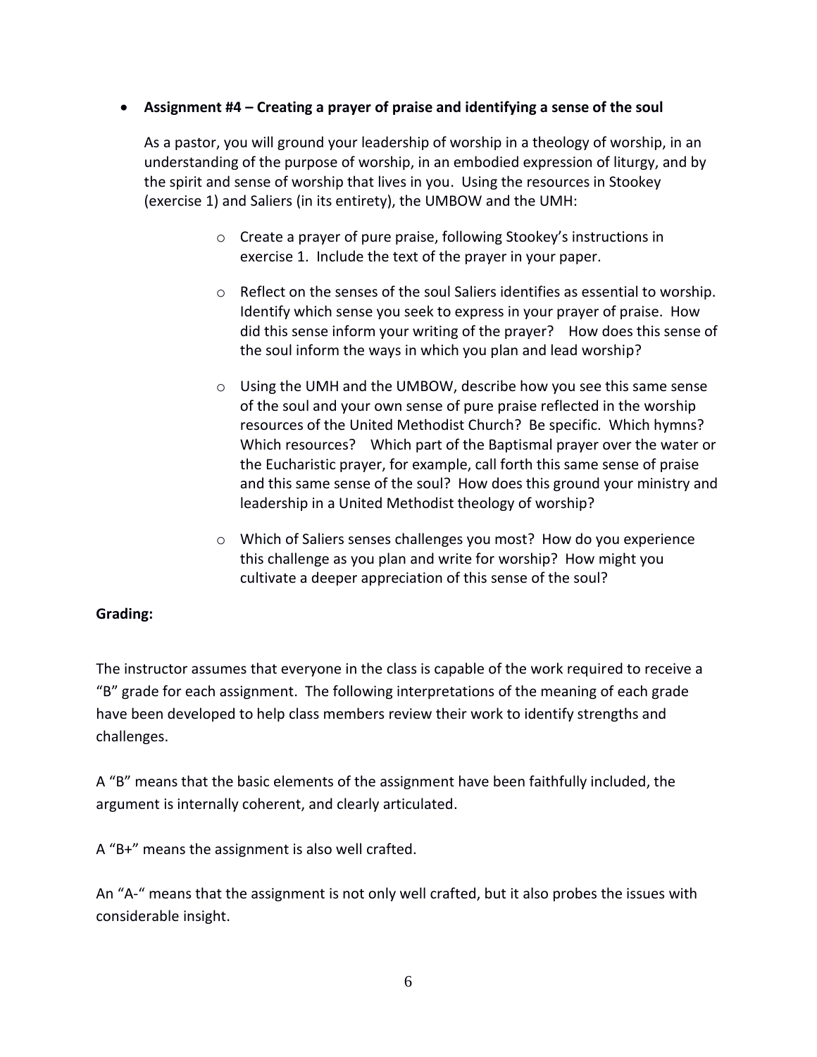- **Assignment #4 – Creating a prayer of praise and identifying a sense of the soul**

  As a pastor, you will ground your leadership of worship in a theology of worship, in an understanding of the purpose of worship, in an embodied expression of liturgy, and by the spirit and sense of worship that lives in you. Using the resources in Stookey (exercise 1) and Saliers (in its entirety), the UMBOW and the UMH:

  - Create a prayer of pure praise, following Stookey's instructions in exercise 1. Include the text of the prayer in your paper.

  - Reflect on the senses of the soul Saliers identifies as essential to worship. Identify which sense you seek to express in your prayer of praise. How did this sense inform your writing of the prayer? How does this sense of the soul inform the ways in which you plan and lead worship?

  - Using the UMH and the UMBOW, describe how you see this same sense of the soul and your own sense of pure praise reflected in the worship resources of the United Methodist Church? Be specific. Which hymns? Which resources? Which part of the Baptismal prayer over the water or the Eucharistic prayer, for example, call forth this same sense of praise and this same sense of the soul? How does this ground your ministry and leadership in a United Methodist theology of worship?

  - Which of Saliers senses challenges you most? How do you experience this challenge as you plan and write for worship? How might you cultivate a deeper appreciation of this sense of the soul?

**Grading:**

The instructor assumes that everyone in the class is capable of the work required to receive a "B" grade for each assignment. The following interpretations of the meaning of each grade have been developed to help class members review their work to identify strengths and challenges.

A "B" means that the basic elements of the assignment have been faithfully included, the argument is internally coherent, and clearly articulated.

A "B+" means the assignment is also well crafted.

An "A-" means that the assignment is not only well crafted, but it also probes the issues with considerable insight.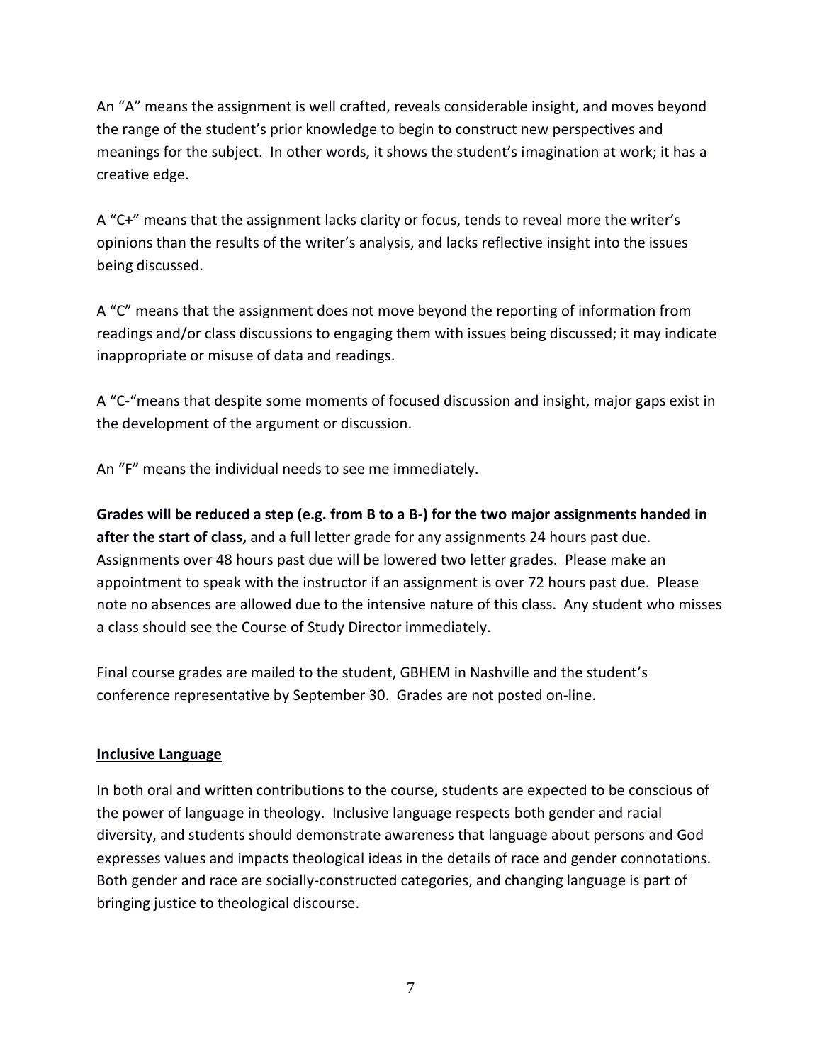An "A" means the assignment is well crafted, reveals considerable insight, and moves beyond the range of the student's prior knowledge to begin to construct new perspectives and meanings for the subject. In other words, it shows the student's imagination at work; it has a creative edge.

A "C+" means that the assignment lacks clarity or focus, tends to reveal more the writer's opinions than the results of the writer's analysis, and lacks reflective insight into the issues being discussed.

A "C" means that the assignment does not move beyond the reporting of information from readings and/or class discussions to engaging them with issues being discussed; it may indicate inappropriate or misuse of data and readings.

A "C-"means that despite some moments of focused discussion and insight, major gaps exist in the development of the argument or discussion.

An "F" means the individual needs to see me immediately.

**Grades will be reduced a step (e.g. from B to a B-) for the two major assignments handed in after the start of class,** and a full letter grade for any assignments 24 hours past due. Assignments over 48 hours past due will be lowered two letter grades. Please make an appointment to speak with the instructor if an assignment is over 72 hours past due. Please note no absences are allowed due to the intensive nature of this class. Any student who misses a class should see the Course of Study Director immediately.

Final course grades are mailed to the student, GBHEM in Nashville and the student's conference representative by September 30. Grades are not posted on-line.

**Inclusive Language**

In both oral and written contributions to the course, students are expected to be conscious of the power of language in theology. Inclusive language respects both gender and racial diversity, and students should demonstrate awareness that language about persons and God expresses values and impacts theological ideas in the details of race and gender connotations. Both gender and race are socially-constructed categories, and changing language is part of bringing justice to theological discourse.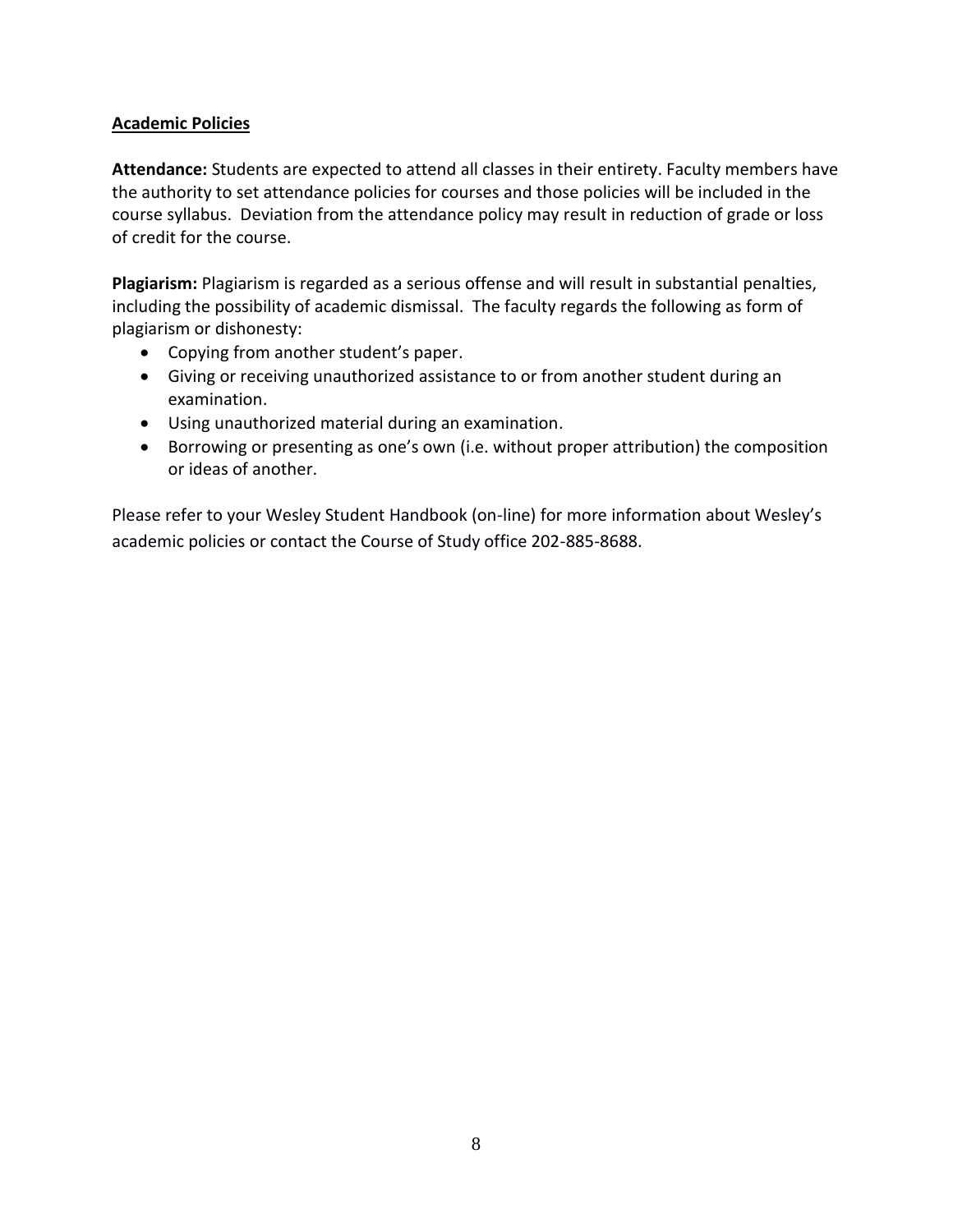## Academic Policies

**Attendance:** Students are expected to attend all classes in their entirety. Faculty members have the authority to set attendance policies for courses and those policies will be included in the course syllabus. Deviation from the attendance policy may result in reduction of grade or loss of credit for the course.

**Plagiarism:** Plagiarism is regarded as a serious offense and will result in substantial penalties, including the possibility of academic dismissal. The faculty regards the following as form of plagiarism or dishonesty:

- Copying from another student's paper.
- Giving or receiving unauthorized assistance to or from another student during an examination.
- Using unauthorized material during an examination.
- Borrowing or presenting as one's own (i.e. without proper attribution) the composition or ideas of another.

Please refer to your Wesley Student Handbook (on-line) for more information about Wesley's academic policies or contact the Course of Study office 202-885-8688.